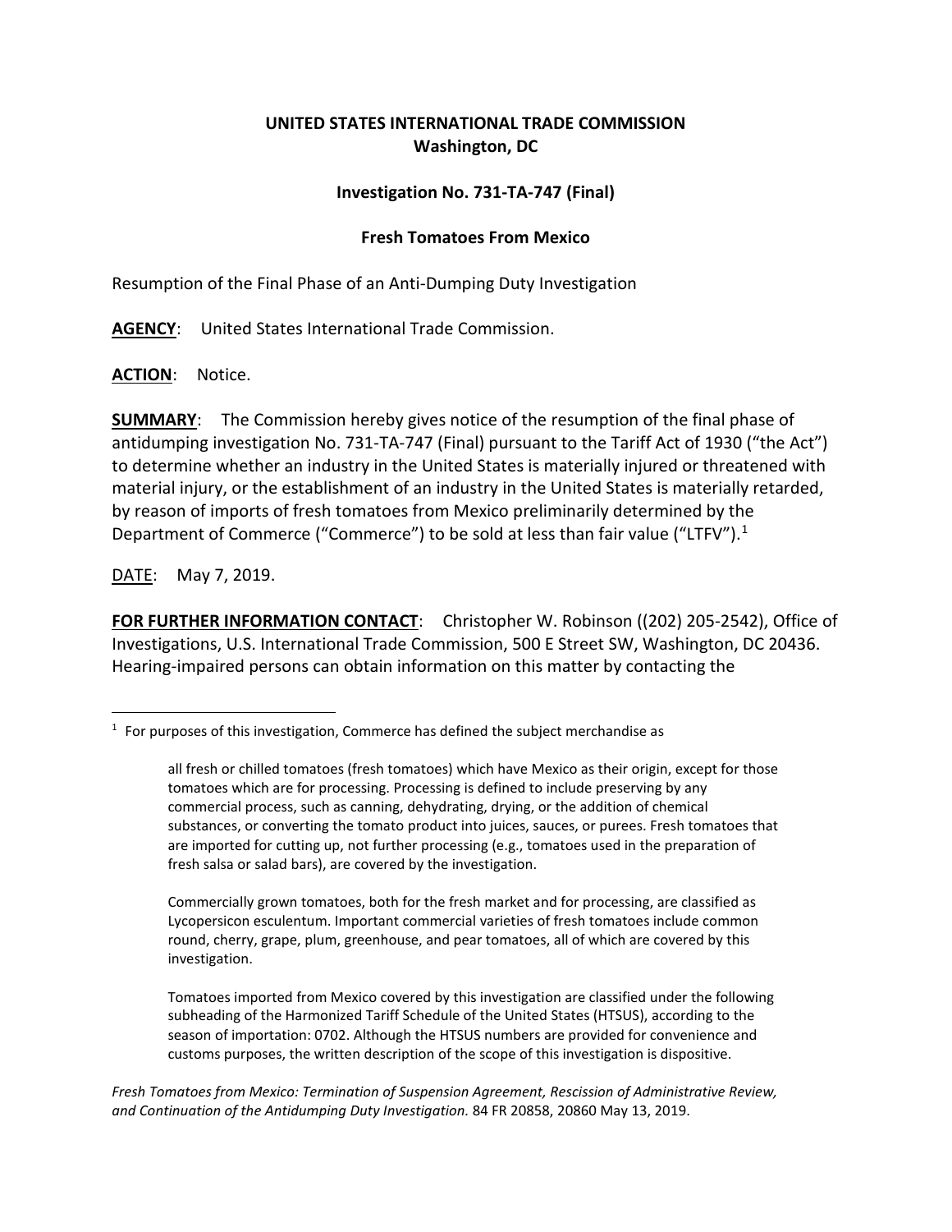**UNITED STATES INTERNATIONAL TRADE COMMISSION**
**Washington, DC**

**Investigation No. 731-TA-747 (Final)**

**Fresh Tomatoes From Mexico**

Resumption of the Final Phase of an Anti-Dumping Duty Investigation

**AGENCY**: United States International Trade Commission.

**ACTION**: Notice.

**SUMMARY**: The Commission hereby gives notice of the resumption of the final phase of antidumping investigation No. 731-TA-747 (Final) pursuant to the Tariff Act of 1930 ("the Act") to determine whether an industry in the United States is materially injured or threatened with material injury, or the establishment of an industry in the United States is materially retarded, by reason of imports of fresh tomatoes from Mexico preliminarily determined by the Department of Commerce ("Commerce") to be sold at less than fair value ("LTFV").[1]

DATE: May 7, 2019.

**FOR FURTHER INFORMATION CONTACT**: Christopher W. Robinson ((202) 205-2542), Office of Investigations, U.S. International Trade Commission, 500 E Street SW, Washington, DC 20436. Hearing-impaired persons can obtain information on this matter by contacting the

---

[1] For purposes of this investigation, Commerce has defined the subject merchandise as

> all fresh or chilled tomatoes (fresh tomatoes) which have Mexico as their origin, except for those tomatoes which are for processing. Processing is defined to include preserving by any commercial process, such as canning, dehydrating, drying, or the addition of chemical substances, or converting the tomato product into juices, sauces, or purees. Fresh tomatoes that are imported for cutting up, not further processing (e.g., tomatoes used in the preparation of fresh salsa or salad bars), are covered by the investigation.
>
> Commercially grown tomatoes, both for the fresh market and for processing, are classified as Lycopersicon esculentum. Important commercial varieties of fresh tomatoes include common round, cherry, grape, plum, greenhouse, and pear tomatoes, all of which are covered by this investigation.
>
> Tomatoes imported from Mexico covered by this investigation are classified under the following subheading of the Harmonized Tariff Schedule of the United States (HTSUS), according to the season of importation: 0702. Although the HTSUS numbers are provided for convenience and customs purposes, the written description of the scope of this investigation is dispositive.

*Fresh Tomatoes from Mexico: Termination of Suspension Agreement, Rescission of Administrative Review, and Continuation of the Antidumping Duty Investigation.* 84 FR 20858, 20860 May 13, 2019.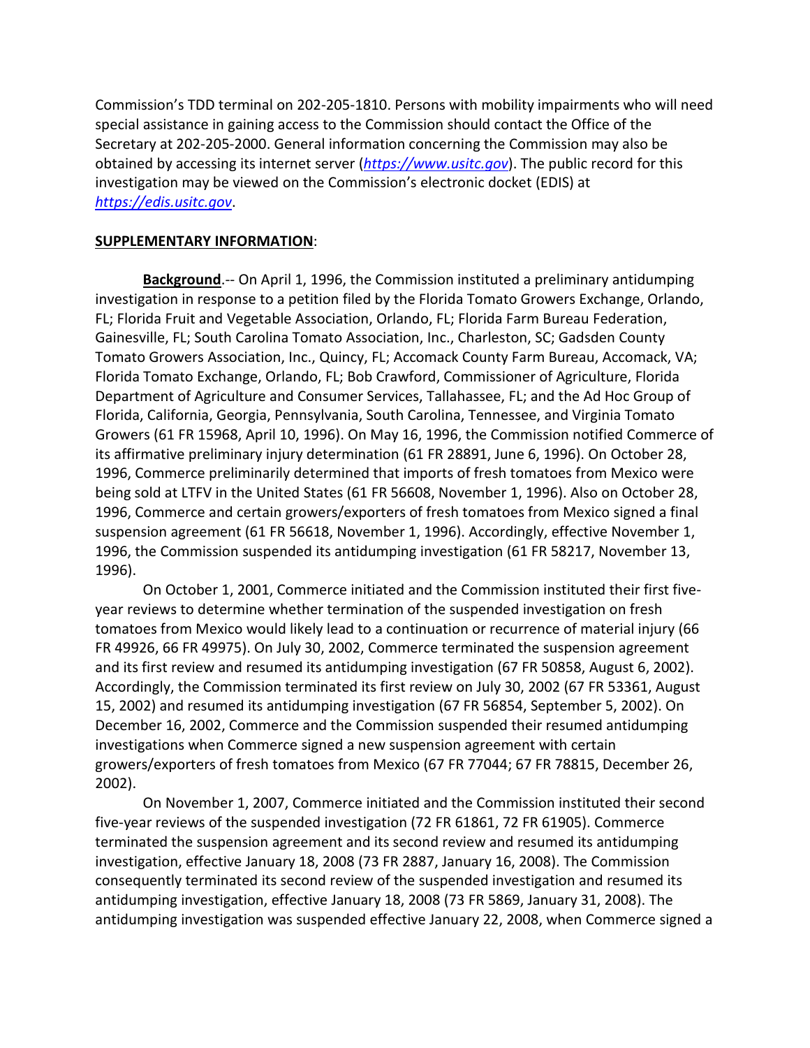Commission's TDD terminal on 202-205-1810. Persons with mobility impairments who will need special assistance in gaining access to the Commission should contact the Office of the Secretary at 202-205-2000. General information concerning the Commission may also be obtained by accessing its internet server (*https://www.usitc.gov*). The public record for this investigation may be viewed on the Commission's electronic docket (EDIS) at *https://edis.usitc.gov*.

**SUPPLEMENTARY INFORMATION**:

**Background**.-- On April 1, 1996, the Commission instituted a preliminary antidumping investigation in response to a petition filed by the Florida Tomato Growers Exchange, Orlando, FL; Florida Fruit and Vegetable Association, Orlando, FL; Florida Farm Bureau Federation, Gainesville, FL; South Carolina Tomato Association, Inc., Charleston, SC; Gadsden County Tomato Growers Association, Inc., Quincy, FL; Accomack County Farm Bureau, Accomack, VA; Florida Tomato Exchange, Orlando, FL; Bob Crawford, Commissioner of Agriculture, Florida Department of Agriculture and Consumer Services, Tallahassee, FL; and the Ad Hoc Group of Florida, California, Georgia, Pennsylvania, South Carolina, Tennessee, and Virginia Tomato Growers (61 FR 15968, April 10, 1996). On May 16, 1996, the Commission notified Commerce of its affirmative preliminary injury determination (61 FR 28891, June 6, 1996). On October 28, 1996, Commerce preliminarily determined that imports of fresh tomatoes from Mexico were being sold at LTFV in the United States (61 FR 56608, November 1, 1996). Also on October 28, 1996, Commerce and certain growers/exporters of fresh tomatoes from Mexico signed a final suspension agreement (61 FR 56618, November 1, 1996). Accordingly, effective November 1, 1996, the Commission suspended its antidumping investigation (61 FR 58217, November 13, 1996).

On October 1, 2001, Commerce initiated and the Commission instituted their first five-year reviews to determine whether termination of the suspended investigation on fresh tomatoes from Mexico would likely lead to a continuation or recurrence of material injury (66 FR 49926, 66 FR 49975). On July 30, 2002, Commerce terminated the suspension agreement and its first review and resumed its antidumping investigation (67 FR 50858, August 6, 2002). Accordingly, the Commission terminated its first review on July 30, 2002 (67 FR 53361, August 15, 2002) and resumed its antidumping investigation (67 FR 56854, September 5, 2002). On December 16, 2002, Commerce and the Commission suspended their resumed antidumping investigations when Commerce signed a new suspension agreement with certain growers/exporters of fresh tomatoes from Mexico (67 FR 77044; 67 FR 78815, December 26, 2002).

On November 1, 2007, Commerce initiated and the Commission instituted their second five-year reviews of the suspended investigation (72 FR 61861, 72 FR 61905). Commerce terminated the suspension agreement and its second review and resumed its antidumping investigation, effective January 18, 2008 (73 FR 2887, January 16, 2008). The Commission consequently terminated its second review of the suspended investigation and resumed its antidumping investigation, effective January 18, 2008 (73 FR 5869, January 31, 2008). The antidumping investigation was suspended effective January 22, 2008, when Commerce signed a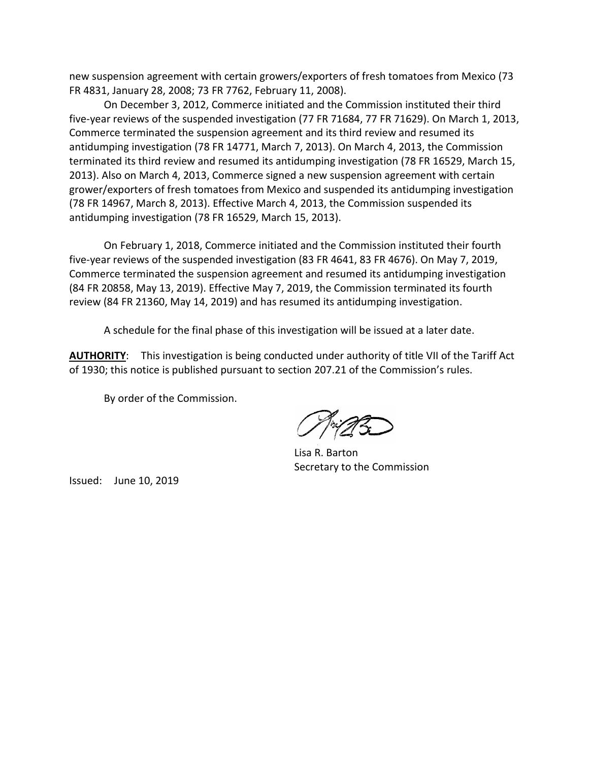new suspension agreement with certain growers/exporters of fresh tomatoes from Mexico (73 FR 4831, January 28, 2008; 73 FR 7762, February 11, 2008).

On December 3, 2012, Commerce initiated and the Commission instituted their third five-year reviews of the suspended investigation (77 FR 71684, 77 FR 71629). On March 1, 2013, Commerce terminated the suspension agreement and its third review and resumed its antidumping investigation (78 FR 14771, March 7, 2013). On March 4, 2013, the Commission terminated its third review and resumed its antidumping investigation (78 FR 16529, March 15, 2013). Also on March 4, 2013, Commerce signed a new suspension agreement with certain grower/exporters of fresh tomatoes from Mexico and suspended its antidumping investigation (78 FR 14967, March 8, 2013). Effective March 4, 2013, the Commission suspended its antidumping investigation (78 FR 16529, March 15, 2013).

On February 1, 2018, Commerce initiated and the Commission instituted their fourth five-year reviews of the suspended investigation (83 FR 4641, 83 FR 4676). On May 7, 2019, Commerce terminated the suspension agreement and resumed its antidumping investigation (84 FR 20858, May 13, 2019). Effective May 7, 2019, the Commission terminated its fourth review (84 FR 21360, May 14, 2019) and has resumed its antidumping investigation.

A schedule for the final phase of this investigation will be issued at a later date.

**AUTHORITY**: This investigation is being conducted under authority of title VII of the Tariff Act of 1930; this notice is published pursuant to section 207.21 of the Commission's rules.

By order of the Commission.

Lisa R. Barton
Secretary to the Commission

Issued: June 10, 2019